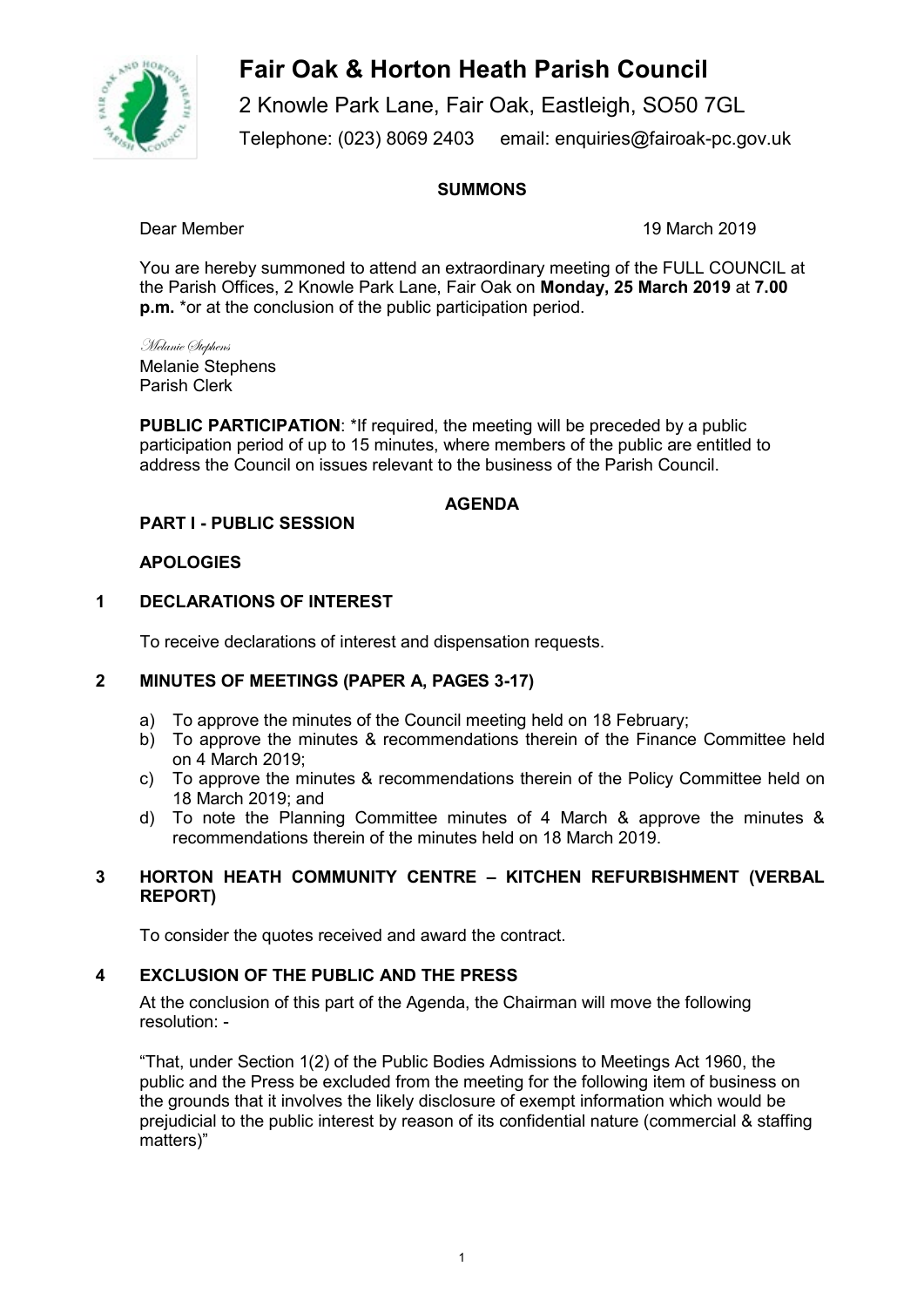# Fair Oak & Horton Heath Parish Council

2 Knowle Park Lane, Fair Oak, Eastleigh, SO50 7GL

Telephone: (023) 8069 2403 email: enquiries@fairoak-pc.gov.uk

**SUMMONS**

Dear Member 19 March 2019

You are hereby summoned to attend an extraordinary meeting of the FULL COUNCIL at the Parish Offices, 2 Knowle Park Lane, Fair Oak on **Monday, 25 March 2019** at **7.00 p.m.** *or at the conclusion of the public participation period.

*Melanie Stephens*
Melanie Stephens
Parish Clerk

**PUBLIC PARTICIPATION**: *If required, the meeting will be preceded by a public participation period of up to 15 minutes, where members of the public are entitled to address the Council on issues relevant to the business of the Parish Council.

**AGENDA**

**PART I - PUBLIC SESSION**

**APOLOGIES**

**1 DECLARATIONS OF INTEREST**

To receive declarations of interest and dispensation requests.

**2 MINUTES OF MEETINGS (PAPER A, PAGES 3-17)**

a) To approve the minutes of the Council meeting held on 18 February;
b) To approve the minutes & recommendations therein of the Finance Committee held on 4 March 2019;
c) To approve the minutes & recommendations therein of the Policy Committee held on 18 March 2019; and
d) To note the Planning Committee minutes of 4 March & approve the minutes & recommendations therein of the minutes held on 18 March 2019.

**3 HORTON HEATH COMMUNITY CENTRE – KITCHEN REFURBISHMENT (VERBAL REPORT)**

To consider the quotes received and award the contract.

**4 EXCLUSION OF THE PUBLIC AND THE PRESS**

At the conclusion of this part of the Agenda, the Chairman will move the following resolution: -

"That, under Section 1(2) of the Public Bodies Admissions to Meetings Act 1960, the public and the Press be excluded from the meeting for the following item of business on the grounds that it involves the likely disclosure of exempt information which would be prejudicial to the public interest by reason of its confidential nature (commercial & staffing matters)"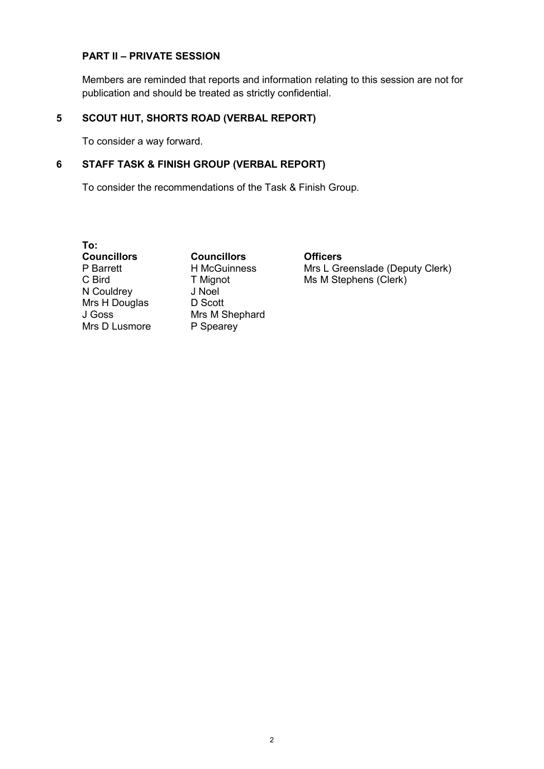## PART II – PRIVATE SESSION

Members are reminded that reports and information relating to this session are not for publication and should be treated as strictly confidential.

## 5 SCOUT HUT, SHORTS ROAD (VERBAL REPORT)

To consider a way forward.

## 6 STAFF TASK & FINISH GROUP (VERBAL REPORT)

To consider the recommendations of the Task & Finish Group.

**To:**

| **Councillors** | **Councillors** | **Officers** |
|---|---|---|
| P Barrett | H McGuinness | Mrs L Greenslade (Deputy Clerk) |
| C Bird | T Mignot | Ms M Stephens (Clerk) |
| N Couldrey | J Noel | |
| Mrs H Douglas | D Scott | |
| J Goss | Mrs M Shephard | |
| Mrs D Lusmore | P Spearey | |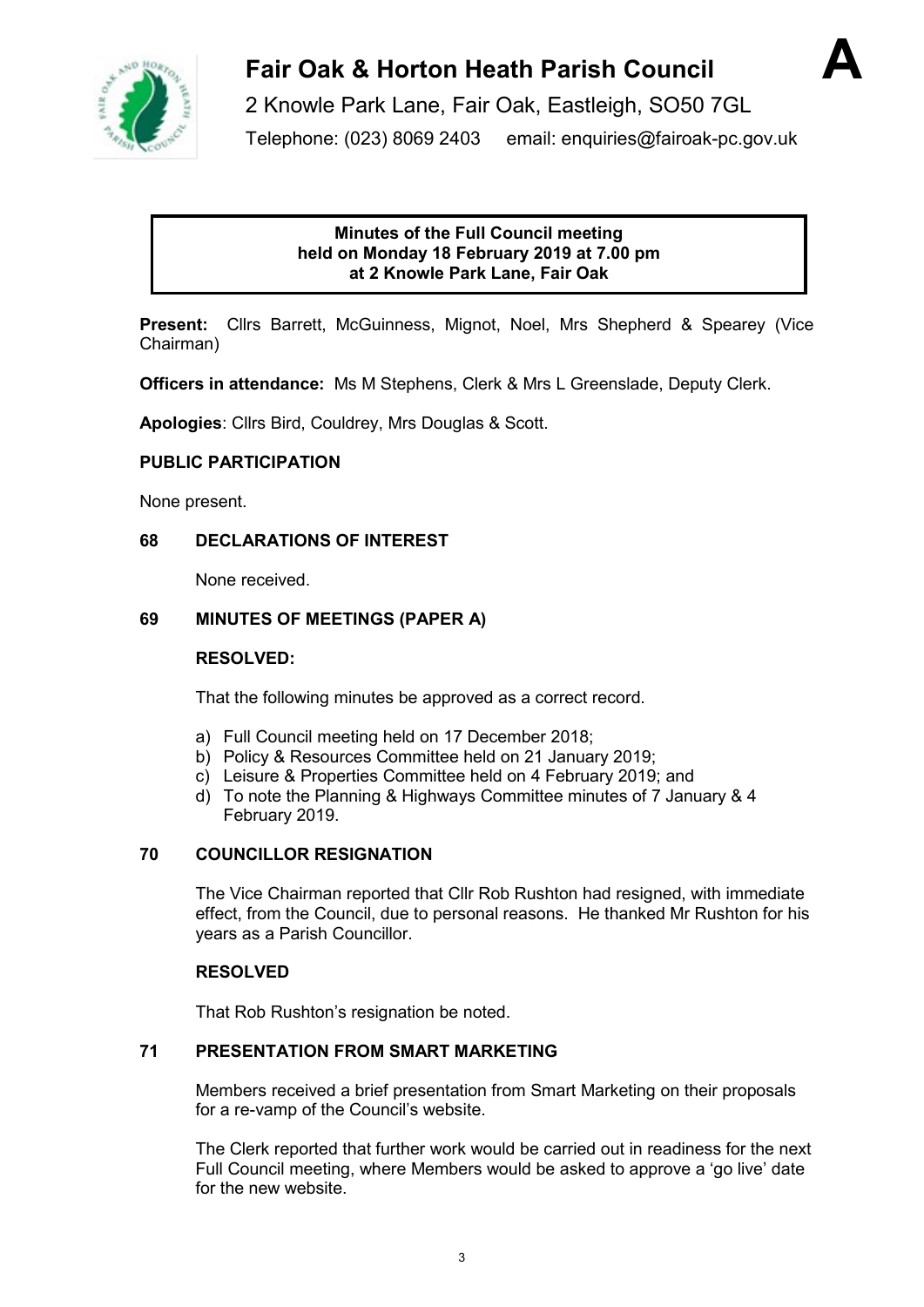# Fair Oak & Horton Heath Parish Council

**A**

2 Knowle Park Lane, Fair Oak, Eastleigh, SO50 7GL

Telephone: (023) 8069 2403 email: enquiries@fairoak-pc.gov.uk

**Minutes of the Full Council meeting held on Monday 18 February 2019 at 7.00 pm at 2 Knowle Park Lane, Fair Oak**

**Present:** Cllrs Barrett, McGuinness, Mignot, Noel, Mrs Shepherd & Spearey (Vice Chairman)

**Officers in attendance:** Ms M Stephens, Clerk & Mrs L Greenslade, Deputy Clerk.

**Apologies**: Cllrs Bird, Couldrey, Mrs Douglas & Scott.

**PUBLIC PARTICIPATION**

None present.

**68 DECLARATIONS OF INTEREST**

None received.

**69 MINUTES OF MEETINGS (PAPER A)**

**RESOLVED:**

That the following minutes be approved as a correct record.

a) Full Council meeting held on 17 December 2018;
b) Policy & Resources Committee held on 21 January 2019;
c) Leisure & Properties Committee held on 4 February 2019; and
d) To note the Planning & Highways Committee minutes of 7 January & 4 February 2019.

**70 COUNCILLOR RESIGNATION**

The Vice Chairman reported that Cllr Rob Rushton had resigned, with immediate effect, from the Council, due to personal reasons. He thanked Mr Rushton for his years as a Parish Councillor.

**RESOLVED**

That Rob Rushton's resignation be noted.

**71 PRESENTATION FROM SMART MARKETING**

Members received a brief presentation from Smart Marketing on their proposals for a re-vamp of the Council's website.

The Clerk reported that further work would be carried out in readiness for the next Full Council meeting, where Members would be asked to approve a 'go live' date for the new website.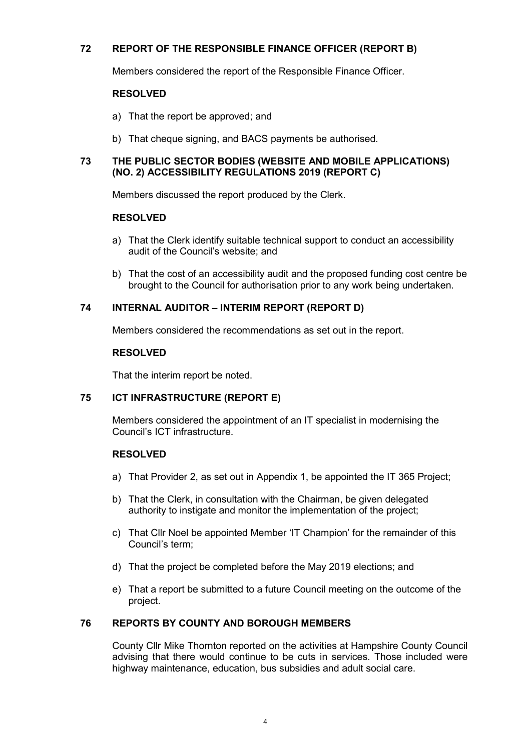## 72 REPORT OF THE RESPONSIBLE FINANCE OFFICER (REPORT B)

Members considered the report of the Responsible Finance Officer.

**RESOLVED**

a) That the report be approved; and

b) That cheque signing, and BACS payments be authorised.

## 73 THE PUBLIC SECTOR BODIES (WEBSITE AND MOBILE APPLICATIONS) (NO. 2) ACCESSIBILITY REGULATIONS 2019 (REPORT C)

Members discussed the report produced by the Clerk.

**RESOLVED**

a) That the Clerk identify suitable technical support to conduct an accessibility audit of the Council's website; and

b) That the cost of an accessibility audit and the proposed funding cost centre be brought to the Council for authorisation prior to any work being undertaken.

## 74 INTERNAL AUDITOR – INTERIM REPORT (REPORT D)

Members considered the recommendations as set out in the report.

**RESOLVED**

That the interim report be noted.

## 75 ICT INFRASTRUCTURE (REPORT E)

Members considered the appointment of an IT specialist in modernising the Council's ICT infrastructure.

**RESOLVED**

a) That Provider 2, as set out in Appendix 1, be appointed the IT 365 Project;

b) That the Clerk, in consultation with the Chairman, be given delegated authority to instigate and monitor the implementation of the project;

c) That Cllr Noel be appointed Member 'IT Champion' for the remainder of this Council's term;

d) That the project be completed before the May 2019 elections; and

e) That a report be submitted to a future Council meeting on the outcome of the project.

## 76 REPORTS BY COUNTY AND BOROUGH MEMBERS

County Cllr Mike Thornton reported on the activities at Hampshire County Council advising that there would continue to be cuts in services. Those included were highway maintenance, education, bus subsidies and adult social care.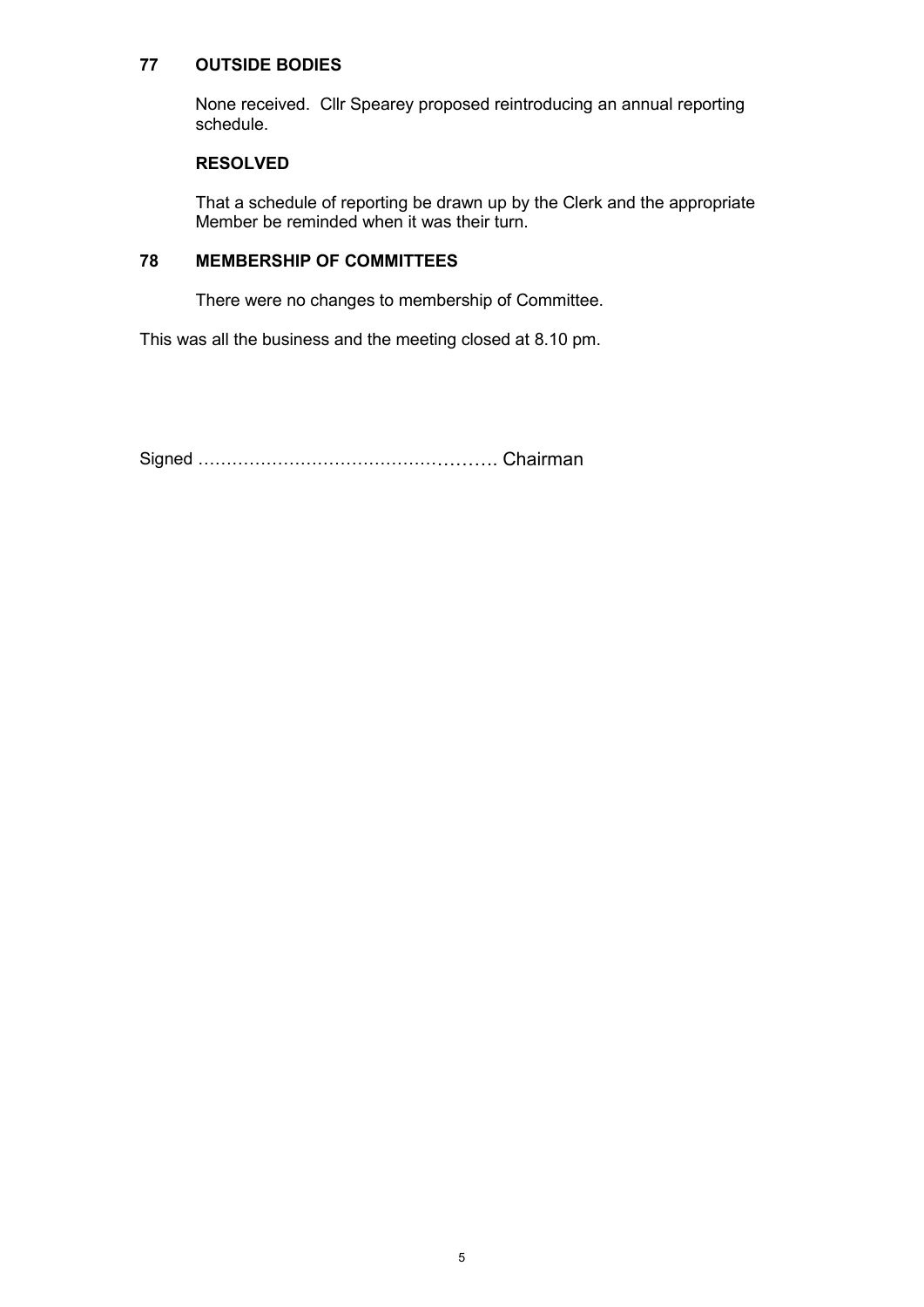## 77 OUTSIDE BODIES

None received. Cllr Spearey proposed reintroducing an annual reporting schedule.

**RESOLVED**

That a schedule of reporting be drawn up by the Clerk and the appropriate Member be reminded when it was their turn.

## 78 MEMBERSHIP OF COMMITTEES

There were no changes to membership of Committee.

This was all the business and the meeting closed at 8.10 pm.

Signed ……………………………………………. Chairman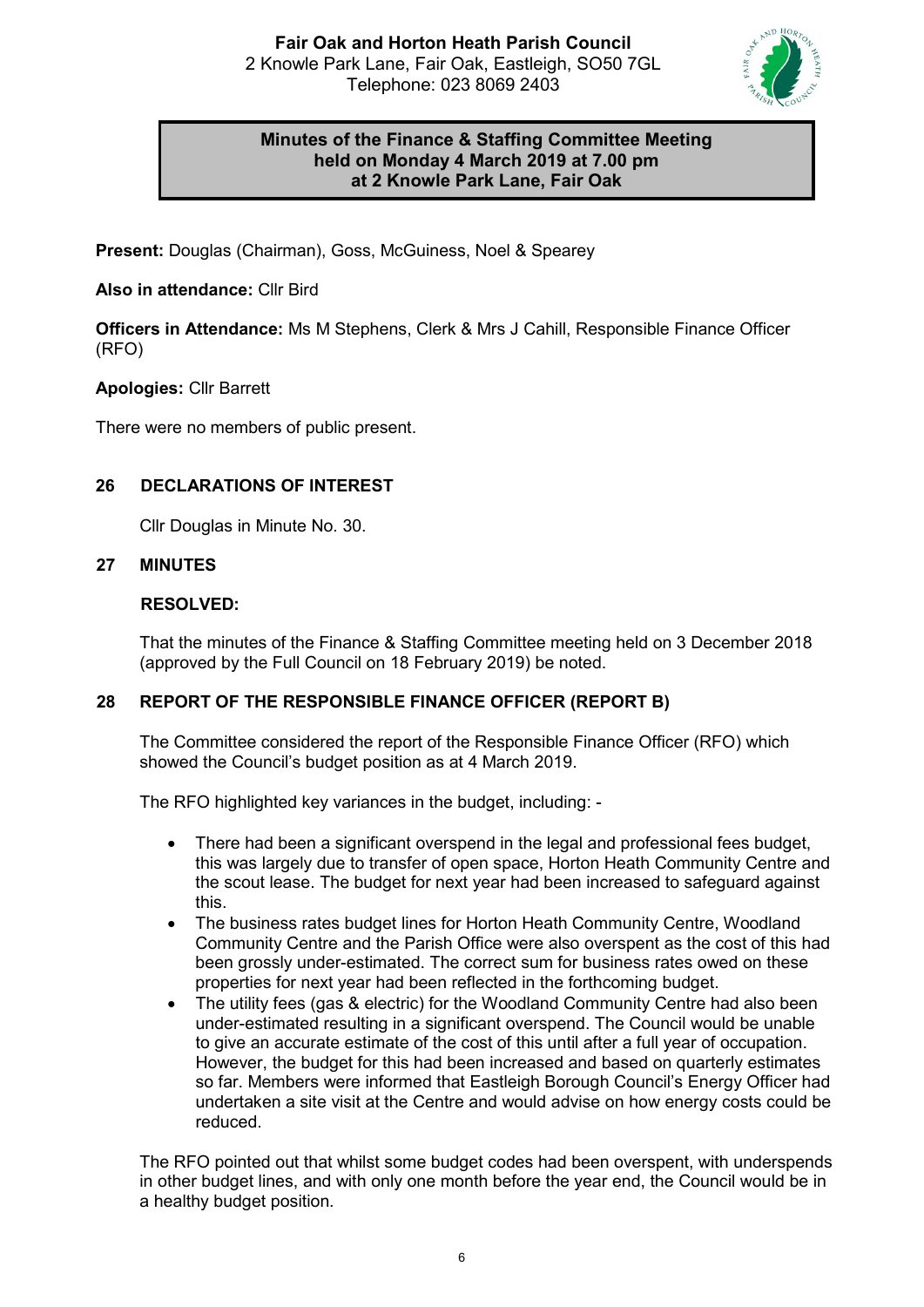**Fair Oak and Horton Heath Parish Council**
2 Knowle Park Lane, Fair Oak, Eastleigh, SO50 7GL
Telephone: 023 8069 2403

**Minutes of the Finance & Staffing Committee Meeting held on Monday 4 March 2019 at 7.00 pm at 2 Knowle Park Lane, Fair Oak**

**Present:** Douglas (Chairman), Goss, McGuiness, Noel & Spearey

**Also in attendance:** Cllr Bird

**Officers in Attendance:** Ms M Stephens, Clerk & Mrs J Cahill, Responsible Finance Officer (RFO)

**Apologies:** Cllr Barrett

There were no members of public present.

## 26 DECLARATIONS OF INTEREST

Cllr Douglas in Minute No. 30.

## 27 MINUTES

**RESOLVED:**

That the minutes of the Finance & Staffing Committee meeting held on 3 December 2018 (approved by the Full Council on 18 February 2019) be noted.

## 28 REPORT OF THE RESPONSIBLE FINANCE OFFICER (REPORT B)

The Committee considered the report of the Responsible Finance Officer (RFO) which showed the Council's budget position as at 4 March 2019.

The RFO highlighted key variances in the budget, including: -

- There had been a significant overspend in the legal and professional fees budget, this was largely due to transfer of open space, Horton Heath Community Centre and the scout lease. The budget for next year had been increased to safeguard against this.
- The business rates budget lines for Horton Heath Community Centre, Woodland Community Centre and the Parish Office were also overspent as the cost of this had been grossly under-estimated. The correct sum for business rates owed on these properties for next year had been reflected in the forthcoming budget.
- The utility fees (gas & electric) for the Woodland Community Centre had also been under-estimated resulting in a significant overspend. The Council would be unable to give an accurate estimate of the cost of this until after a full year of occupation. However, the budget for this had been increased and based on quarterly estimates so far. Members were informed that Eastleigh Borough Council's Energy Officer had undertaken a site visit at the Centre and would advise on how energy costs could be reduced.

The RFO pointed out that whilst some budget codes had been overspent, with underspends in other budget lines, and with only one month before the year end, the Council would be in a healthy budget position.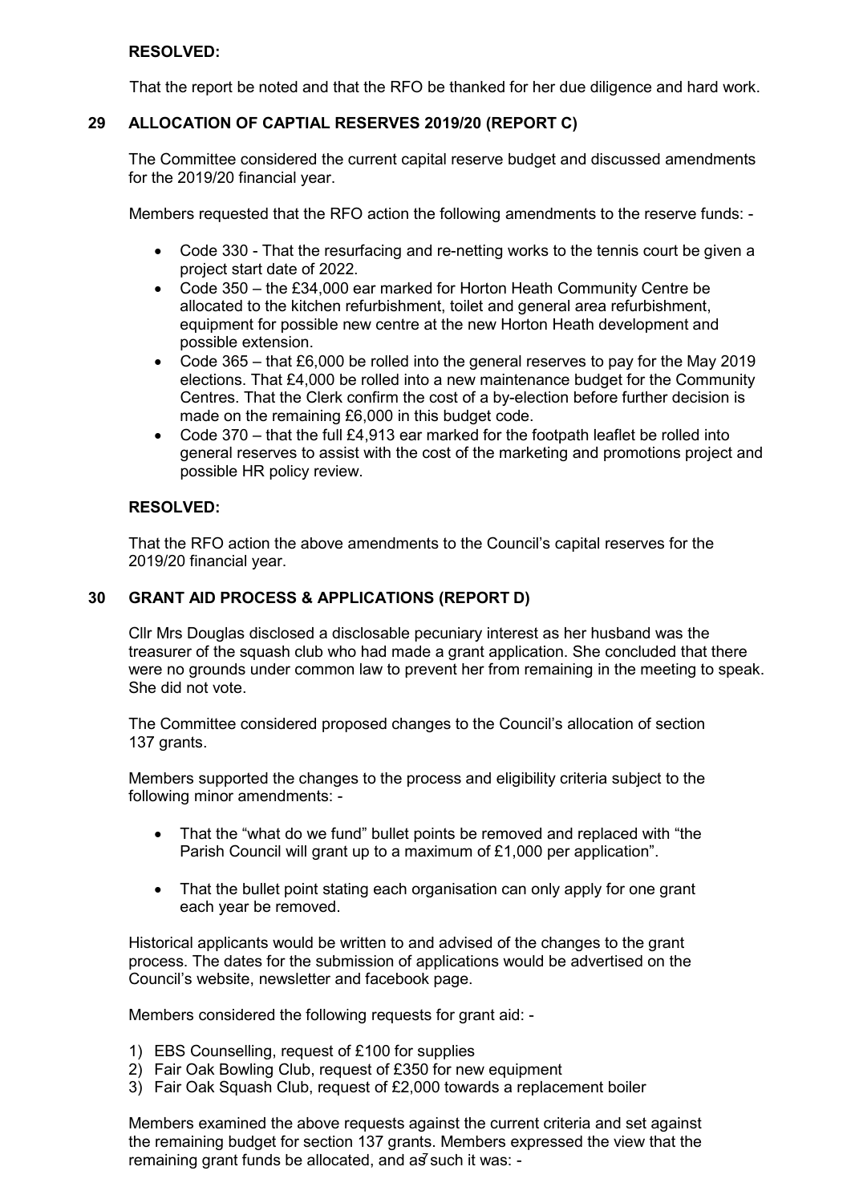**RESOLVED:**

That the report be noted and that the RFO be thanked for her due diligence and hard work.

## 29 ALLOCATION OF CAPTIAL RESERVES 2019/20 (REPORT C)

The Committee considered the current capital reserve budget and discussed amendments for the 2019/20 financial year.

Members requested that the RFO action the following amendments to the reserve funds: -

- Code 330 - That the resurfacing and re-netting works to the tennis court be given a project start date of 2022.
- Code 350 – the £34,000 ear marked for Horton Heath Community Centre be allocated to the kitchen refurbishment, toilet and general area refurbishment, equipment for possible new centre at the new Horton Heath development and possible extension.
- Code 365 – that £6,000 be rolled into the general reserves to pay for the May 2019 elections. That £4,000 be rolled into a new maintenance budget for the Community Centres. That the Clerk confirm the cost of a by-election before further decision is made on the remaining £6,000 in this budget code.
- Code 370 – that the full £4,913 ear marked for the footpath leaflet be rolled into general reserves to assist with the cost of the marketing and promotions project and possible HR policy review.

**RESOLVED:**

That the RFO action the above amendments to the Council's capital reserves for the 2019/20 financial year.

## 30 GRANT AID PROCESS & APPLICATIONS (REPORT D)

Cllr Mrs Douglas disclosed a disclosable pecuniary interest as her husband was the treasurer of the squash club who had made a grant application. She concluded that there were no grounds under common law to prevent her from remaining in the meeting to speak. She did not vote.

The Committee considered proposed changes to the Council's allocation of section 137 grants.

Members supported the changes to the process and eligibility criteria subject to the following minor amendments: -

- That the "what do we fund" bullet points be removed and replaced with "the Parish Council will grant up to a maximum of £1,000 per application".
- That the bullet point stating each organisation can only apply for one grant each year be removed.

Historical applicants would be written to and advised of the changes to the grant process. The dates for the submission of applications would be advertised on the Council's website, newsletter and facebook page.

Members considered the following requests for grant aid: -

1) EBS Counselling, request of £100 for supplies
2) Fair Oak Bowling Club, request of £350 for new equipment
3) Fair Oak Squash Club, request of £2,000 towards a replacement boiler

Members examined the above requests against the current criteria and set against the remaining budget for section 137 grants. Members expressed the view that the remaining grant funds be allocated, and as such it was: -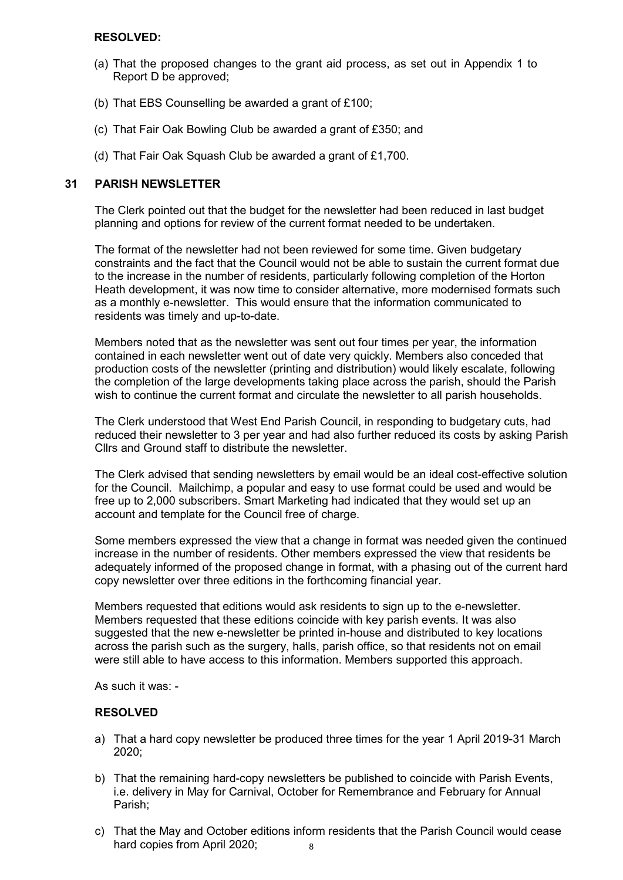**RESOLVED:**

(a) That the proposed changes to the grant aid process, as set out in Appendix 1 to Report D be approved;

(b) That EBS Counselling be awarded a grant of £100;

(c) That Fair Oak Bowling Club be awarded a grant of £350; and

(d) That Fair Oak Squash Club be awarded a grant of £1,700.

## 31 PARISH NEWSLETTER

The Clerk pointed out that the budget for the newsletter had been reduced in last budget planning and options for review of the current format needed to be undertaken.

The format of the newsletter had not been reviewed for some time. Given budgetary constraints and the fact that the Council would not be able to sustain the current format due to the increase in the number of residents, particularly following completion of the Horton Heath development, it was now time to consider alternative, more modernised formats such as a monthly e-newsletter. This would ensure that the information communicated to residents was timely and up-to-date.

Members noted that as the newsletter was sent out four times per year, the information contained in each newsletter went out of date very quickly. Members also conceded that production costs of the newsletter (printing and distribution) would likely escalate, following the completion of the large developments taking place across the parish, should the Parish wish to continue the current format and circulate the newsletter to all parish households.

The Clerk understood that West End Parish Council, in responding to budgetary cuts, had reduced their newsletter to 3 per year and had also further reduced its costs by asking Parish Cllrs and Ground staff to distribute the newsletter.

The Clerk advised that sending newsletters by email would be an ideal cost-effective solution for the Council. Mailchimp, a popular and easy to use format could be used and would be free up to 2,000 subscribers. Smart Marketing had indicated that they would set up an account and template for the Council free of charge.

Some members expressed the view that a change in format was needed given the continued increase in the number of residents. Other members expressed the view that residents be adequately informed of the proposed change in format, with a phasing out of the current hard copy newsletter over three editions in the forthcoming financial year.

Members requested that editions would ask residents to sign up to the e-newsletter. Members requested that these editions coincide with key parish events. It was also suggested that the new e-newsletter be printed in-house and distributed to key locations across the parish such as the surgery, halls, parish office, so that residents not on email were still able to have access to this information. Members supported this approach.

As such it was: -

**RESOLVED**

a) That a hard copy newsletter be produced three times for the year 1 April 2019-31 March 2020;

b) That the remaining hard-copy newsletters be published to coincide with Parish Events, i.e. delivery in May for Carnival, October for Remembrance and February for Annual Parish;

c) That the May and October editions inform residents that the Parish Council would cease hard copies from April 2020;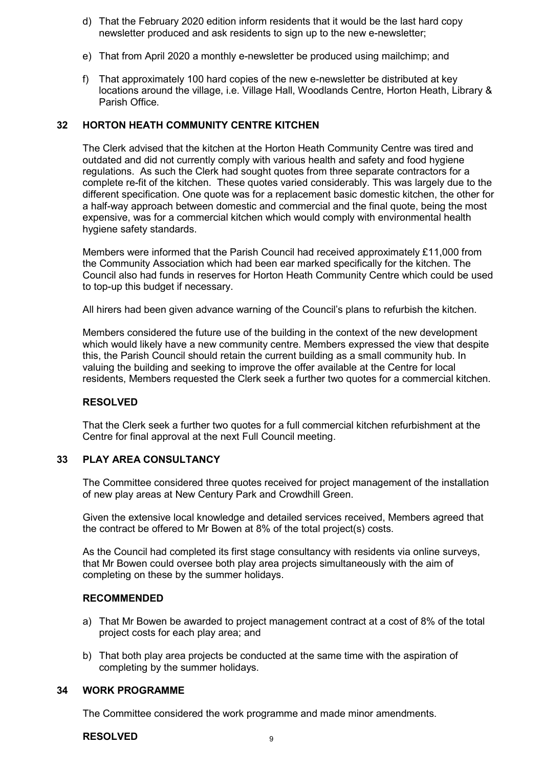d) That the February 2020 edition inform residents that it would be the last hard copy newsletter produced and ask residents to sign up to the new e-newsletter;

e) That from April 2020 a monthly e-newsletter be produced using mailchimp; and

f) That approximately 100 hard copies of the new e-newsletter be distributed at key locations around the village, i.e. Village Hall, Woodlands Centre, Horton Heath, Library & Parish Office.

## 32 HORTON HEATH COMMUNITY CENTRE KITCHEN

The Clerk advised that the kitchen at the Horton Heath Community Centre was tired and outdated and did not currently comply with various health and safety and food hygiene regulations. As such the Clerk had sought quotes from three separate contractors for a complete re-fit of the kitchen. These quotes varied considerably. This was largely due to the different specification. One quote was for a replacement basic domestic kitchen, the other for a half-way approach between domestic and commercial and the final quote, being the most expensive, was for a commercial kitchen which would comply with environmental health hygiene safety standards.

Members were informed that the Parish Council had received approximately £11,000 from the Community Association which had been ear marked specifically for the kitchen. The Council also had funds in reserves for Horton Heath Community Centre which could be used to top-up this budget if necessary.

All hirers had been given advance warning of the Council's plans to refurbish the kitchen.

Members considered the future use of the building in the context of the new development which would likely have a new community centre. Members expressed the view that despite this, the Parish Council should retain the current building as a small community hub. In valuing the building and seeking to improve the offer available at the Centre for local residents, Members requested the Clerk seek a further two quotes for a commercial kitchen.

**RESOLVED**

That the Clerk seek a further two quotes for a full commercial kitchen refurbishment at the Centre for final approval at the next Full Council meeting.

## 33 PLAY AREA CONSULTANCY

The Committee considered three quotes received for project management of the installation of new play areas at New Century Park and Crowdhill Green.

Given the extensive local knowledge and detailed services received, Members agreed that the contract be offered to Mr Bowen at 8% of the total project(s) costs.

As the Council had completed its first stage consultancy with residents via online surveys, that Mr Bowen could oversee both play area projects simultaneously with the aim of completing on these by the summer holidays.

**RECOMMENDED**

a) That Mr Bowen be awarded to project management contract at a cost of 8% of the total project costs for each play area; and

b) That both play area projects be conducted at the same time with the aspiration of completing by the summer holidays.

## 34 WORK PROGRAMME

The Committee considered the work programme and made minor amendments.

**RESOLVED**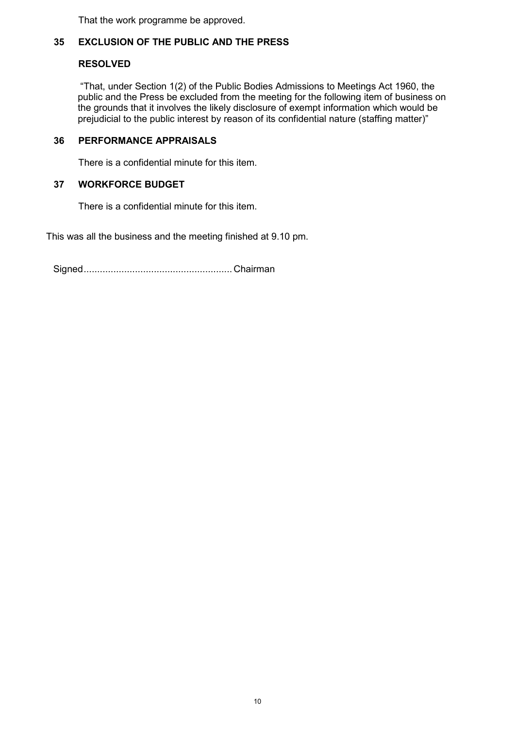That the work programme be approved.

## 35 EXCLUSION OF THE PUBLIC AND THE PRESS

**RESOLVED**

"That, under Section 1(2) of the Public Bodies Admissions to Meetings Act 1960, the public and the Press be excluded from the meeting for the following item of business on the grounds that it involves the likely disclosure of exempt information which would be prejudicial to the public interest by reason of its confidential nature (staffing matter)"

## 36 PERFORMANCE APPRAISALS

There is a confidential minute for this item.

## 37 WORKFORCE BUDGET

There is a confidential minute for this item.

This was all the business and the meeting finished at 9.10 pm.

Signed....................................................... Chairman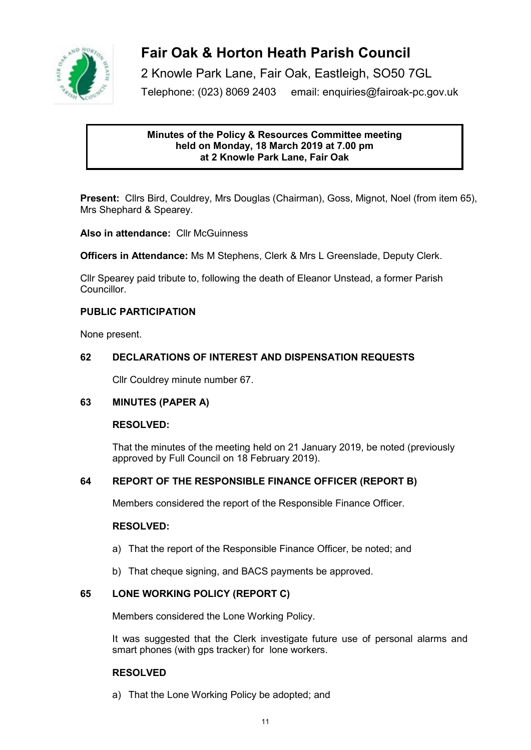# Fair Oak & Horton Heath Parish Council

2 Knowle Park Lane, Fair Oak, Eastleigh, SO50 7GL

Telephone: (023) 8069 2403 email: enquiries@fairoak-pc.gov.uk

**Minutes of the Policy & Resources Committee meeting held on Monday, 18 March 2019 at 7.00 pm at 2 Knowle Park Lane, Fair Oak**

**Present:** Cllrs Bird, Couldrey, Mrs Douglas (Chairman), Goss, Mignot, Noel (from item 65), Mrs Shephard & Spearey.

**Also in attendance:** Cllr McGuinness

**Officers in Attendance:** Ms M Stephens, Clerk & Mrs L Greenslade, Deputy Clerk.

Cllr Spearey paid tribute to, following the death of Eleanor Unstead, a former Parish Councillor.

## PUBLIC PARTICIPATION

None present.

## 62 DECLARATIONS OF INTEREST AND DISPENSATION REQUESTS

Cllr Couldrey minute number 67.

## 63 MINUTES (PAPER A)

**RESOLVED:**

That the minutes of the meeting held on 21 January 2019, be noted (previously approved by Full Council on 18 February 2019).

## 64 REPORT OF THE RESPONSIBLE FINANCE OFFICER (REPORT B)

Members considered the report of the Responsible Finance Officer.

**RESOLVED:**

a) That the report of the Responsible Finance Officer, be noted; and

b) That cheque signing, and BACS payments be approved.

## 65 LONE WORKING POLICY (REPORT C)

Members considered the Lone Working Policy.

It was suggested that the Clerk investigate future use of personal alarms and smart phones (with gps tracker) for lone workers.

**RESOLVED**

a) That the Lone Working Policy be adopted; and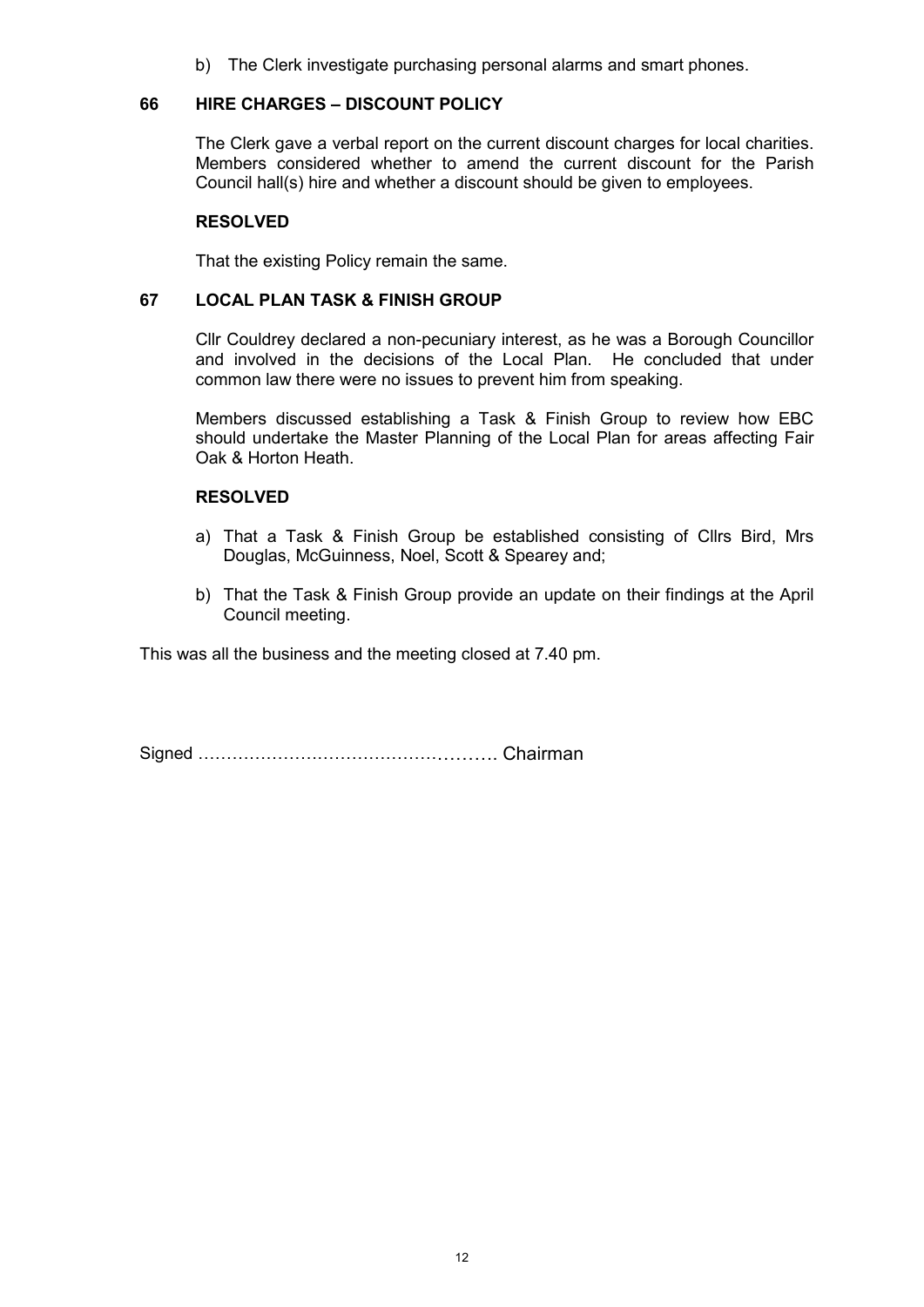b) The Clerk investigate purchasing personal alarms and smart phones.

### 66 HIRE CHARGES – DISCOUNT POLICY

The Clerk gave a verbal report on the current discount charges for local charities. Members considered whether to amend the current discount for the Parish Council hall(s) hire and whether a discount should be given to employees.

**RESOLVED**

That the existing Policy remain the same.

### 67 LOCAL PLAN TASK & FINISH GROUP

Cllr Couldrey declared a non-pecuniary interest, as he was a Borough Councillor and involved in the decisions of the Local Plan. He concluded that under common law there were no issues to prevent him from speaking.

Members discussed establishing a Task & Finish Group to review how EBC should undertake the Master Planning of the Local Plan for areas affecting Fair Oak & Horton Heath.

**RESOLVED**

a) That a Task & Finish Group be established consisting of Cllrs Bird, Mrs Douglas, McGuinness, Noel, Scott & Spearey and;

b) That the Task & Finish Group provide an update on their findings at the April Council meeting.

This was all the business and the meeting closed at 7.40 pm.

Signed ……………………………………………. Chairman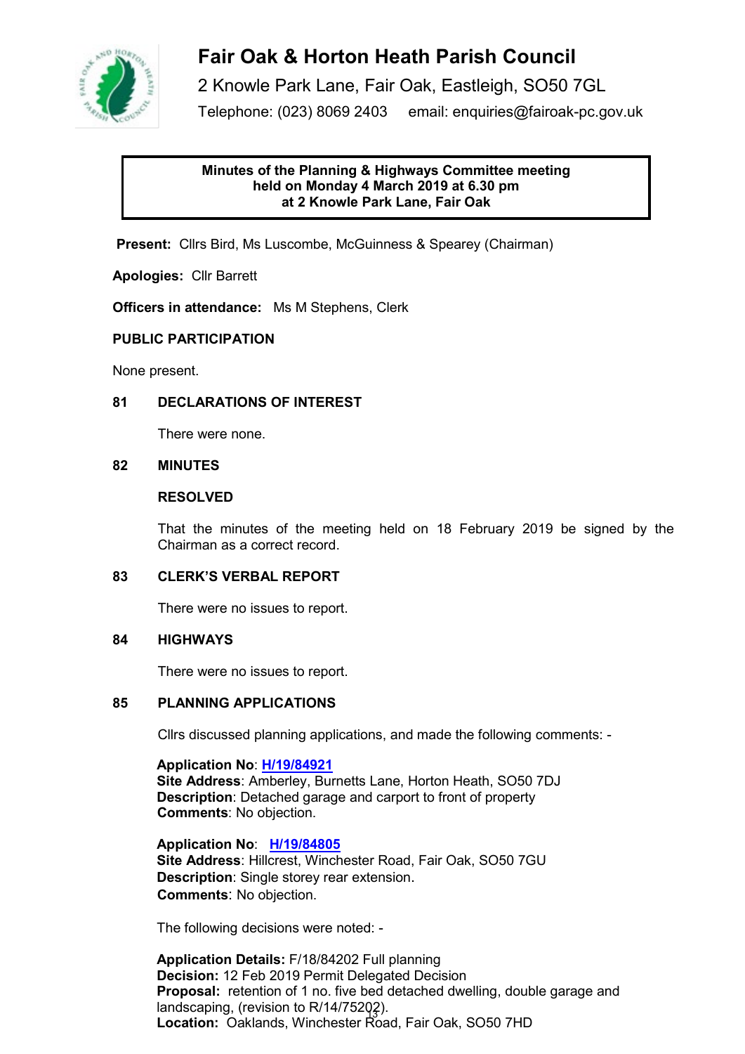# Fair Oak & Horton Heath Parish Council

2 Knowle Park Lane, Fair Oak, Eastleigh, SO50 7GL

Telephone: (023) 8069 2403     email: enquiries@fairoak-pc.gov.uk

**Minutes of the Planning & Highways Committee meeting held on Monday 4 March 2019 at 6.30 pm at 2 Knowle Park Lane, Fair Oak**

**Present:** Cllrs Bird, Ms Luscombe, McGuinness & Spearey (Chairman)

**Apologies:** Cllr Barrett

**Officers in attendance:** Ms M Stephens, Clerk

**PUBLIC PARTICIPATION**

None present.

**81 DECLARATIONS OF INTEREST**

There were none.

**82 MINUTES**

**RESOLVED**

That the minutes of the meeting held on 18 February 2019 be signed by the Chairman as a correct record.

**83 CLERK'S VERBAL REPORT**

There were no issues to report.

**84 HIGHWAYS**

There were no issues to report.

**85 PLANNING APPLICATIONS**

Cllrs discussed planning applications, and made the following comments: -

**Application No**: H/19/84921
**Site Address**: Amberley, Burnetts Lane, Horton Heath, SO50 7DJ
**Description**: Detached garage and carport to front of property
**Comments**: No objection.

**Application No**: H/19/84805
**Site Address**: Hillcrest, Winchester Road, Fair Oak, SO50 7GU
**Description**: Single storey rear extension.
**Comments**: No objection.

The following decisions were noted: -

**Application Details:** F/18/84202 Full planning
**Decision:** 12 Feb 2019 Permit Delegated Decision
**Proposal:** retention of 1 no. five bed detached dwelling, double garage and landscaping, (revision to R/14/75202).
**Location:** Oaklands, Winchester Road, Fair Oak, SO50 7HD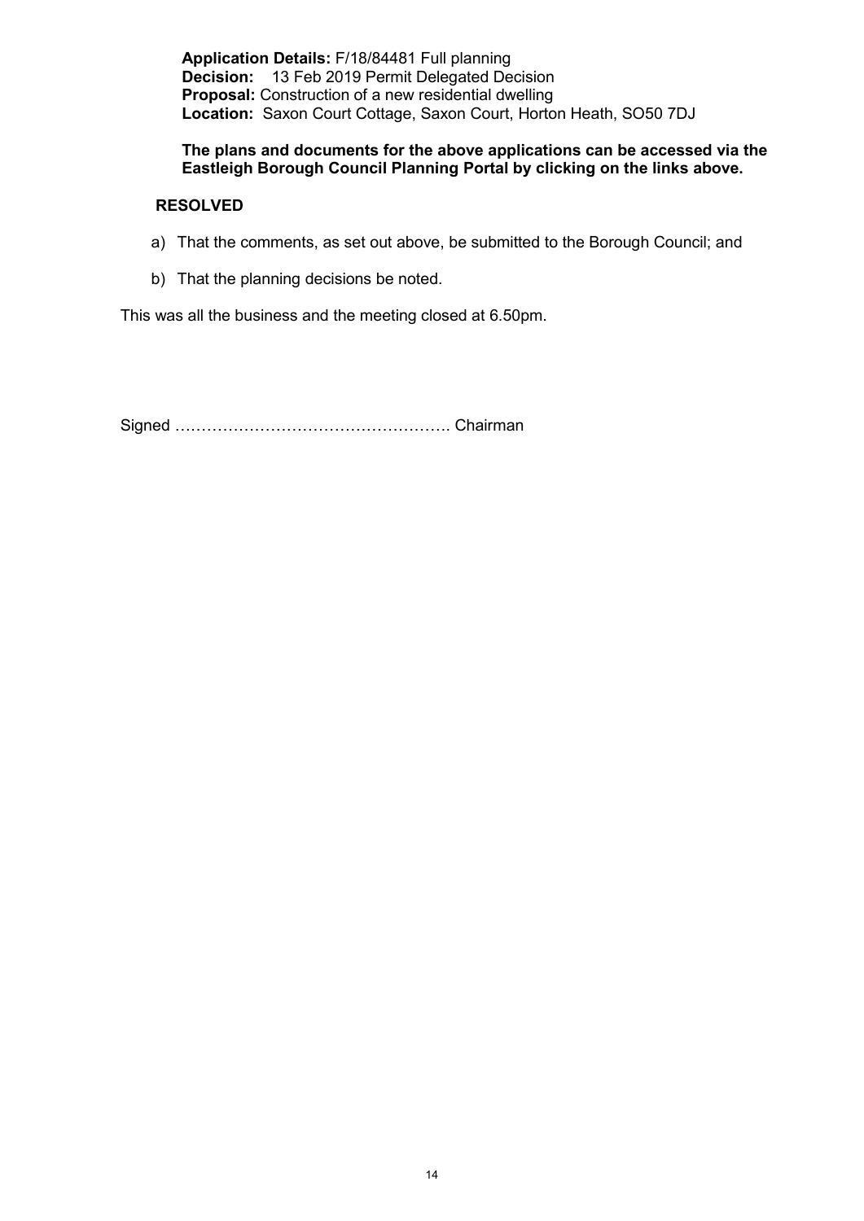**Application Details:** F/18/84481 Full planning
**Decision:** 13 Feb 2019 Permit Delegated Decision
**Proposal:** Construction of a new residential dwelling
**Location:** Saxon Court Cottage, Saxon Court, Horton Heath, SO50 7DJ

**The plans and documents for the above applications can be accessed via the Eastleigh Borough Council Planning Portal by clicking on the links above.**

**RESOLVED**

a) That the comments, as set out above, be submitted to the Borough Council; and

b) That the planning decisions be noted.

This was all the business and the meeting closed at 6.50pm.

Signed ……………………………………………. Chairman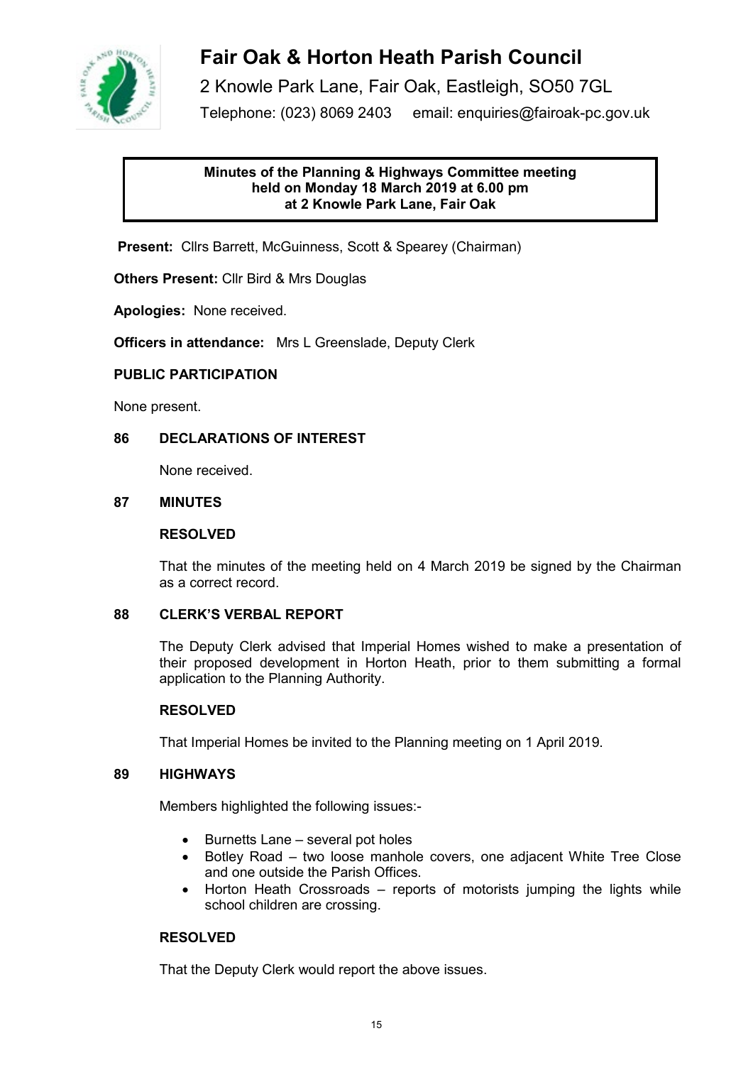# Fair Oak & Horton Heath Parish Council

2 Knowle Park Lane, Fair Oak, Eastleigh, SO50 7GL

Telephone: (023) 8069 2403 email: enquiries@fairoak-pc.gov.uk

**Minutes of the Planning & Highways Committee meeting held on Monday 18 March 2019 at 6.00 pm at 2 Knowle Park Lane, Fair Oak**

**Present:** Cllrs Barrett, McGuinness, Scott & Spearey (Chairman)

**Others Present:** Cllr Bird & Mrs Douglas

**Apologies:** None received.

**Officers in attendance:** Mrs L Greenslade, Deputy Clerk

**PUBLIC PARTICIPATION**

None present.

**86 DECLARATIONS OF INTEREST**

None received.

**87 MINUTES**

**RESOLVED**

That the minutes of the meeting held on 4 March 2019 be signed by the Chairman as a correct record.

**88 CLERK'S VERBAL REPORT**

The Deputy Clerk advised that Imperial Homes wished to make a presentation of their proposed development in Horton Heath, prior to them submitting a formal application to the Planning Authority.

**RESOLVED**

That Imperial Homes be invited to the Planning meeting on 1 April 2019.

**89 HIGHWAYS**

Members highlighted the following issues:-

- Burnetts Lane – several pot holes
- Botley Road – two loose manhole covers, one adjacent White Tree Close and one outside the Parish Offices.
- Horton Heath Crossroads – reports of motorists jumping the lights while school children are crossing.

**RESOLVED**

That the Deputy Clerk would report the above issues.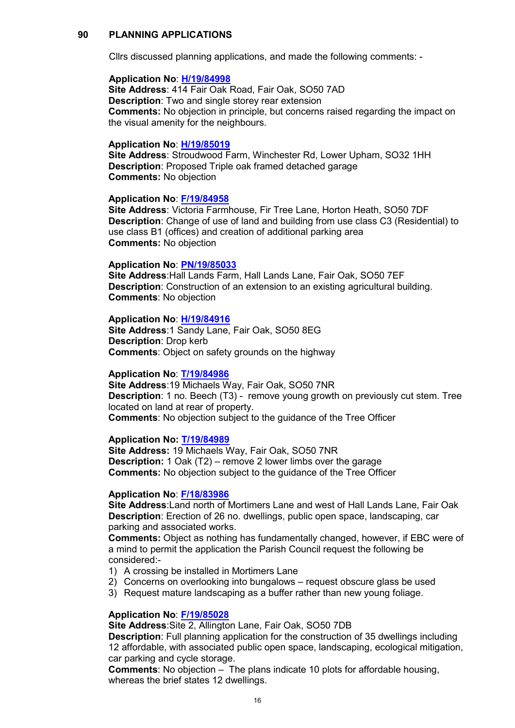## 90 PLANNING APPLICATIONS

Cllrs discussed planning applications, and made the following comments: -

**Application No**: H/19/84998
**Site Address**: 414 Fair Oak Road, Fair Oak, SO50 7AD
**Description**: Two and single storey rear extension
**Comments:** No objection in principle, but concerns raised regarding the impact on the visual amenity for the neighbours.

**Application No**: H/19/85019
**Site Address**: Stroudwood Farm, Winchester Rd, Lower Upham, SO32 1HH
**Description**: Proposed Triple oak framed detached garage
**Comments:** No objection

**Application No**: F/19/84958
**Site Address**: Victoria Farmhouse, Fir Tree Lane, Horton Heath, SO50 7DF
**Description**: Change of use of land and building from use class C3 (Residential) to use class B1 (offices) and creation of additional parking area
**Comments:** No objection

**Application No**: PN/19/85033
**Site Address**:Hall Lands Farm, Hall Lands Lane, Fair Oak, SO50 7EF
**Description**: Construction of an extension to an existing agricultural building.
**Comments**: No objection

**Application No**: H/19/84916
**Site Address**:1 Sandy Lane, Fair Oak, SO50 8EG
**Description**: Drop kerb
**Comments**: Object on safety grounds on the highway

**Application No**: T/19/84986
**Site Address**:19 Michaels Way, Fair Oak, SO50 7NR
**Description**: 1 no. Beech (T3) - remove young growth on previously cut stem. Tree located on land at rear of property.
**Comments**: No objection subject to the guidance of the Tree Officer

**Application No: T/19/84989**
**Site Address:** 19 Michaels Way, Fair Oak, SO50 7NR
**Description:** 1 Oak (T2) – remove 2 lower limbs over the garage
**Comments:** No objection subject to the guidance of the Tree Officer

**Application No**: F/18/83986
**Site Address**:Land north of Mortimers Lane and west of Hall Lands Lane, Fair Oak
**Description**: Erection of 26 no. dwellings, public open space, landscaping, car parking and associated works.
**Comments:** Object as nothing has fundamentally changed, however, if EBC were of a mind to permit the application the Parish Council request the following be considered:-

1) A crossing be installed in Mortimers Lane
2) Concerns on overlooking into bungalows – request obscure glass be used
3) Request mature landscaping as a buffer rather than new young foliage.

**Application No**: F/19/85028
**Site Address**:Site 2, Allington Lane, Fair Oak, SO50 7DB
**Description**: Full planning application for the construction of 35 dwellings including 12 affordable, with associated public open space, landscaping, ecological mitigation, car parking and cycle storage.
**Comments**: No objection – The plans indicate 10 plots for affordable housing, whereas the brief states 12 dwellings.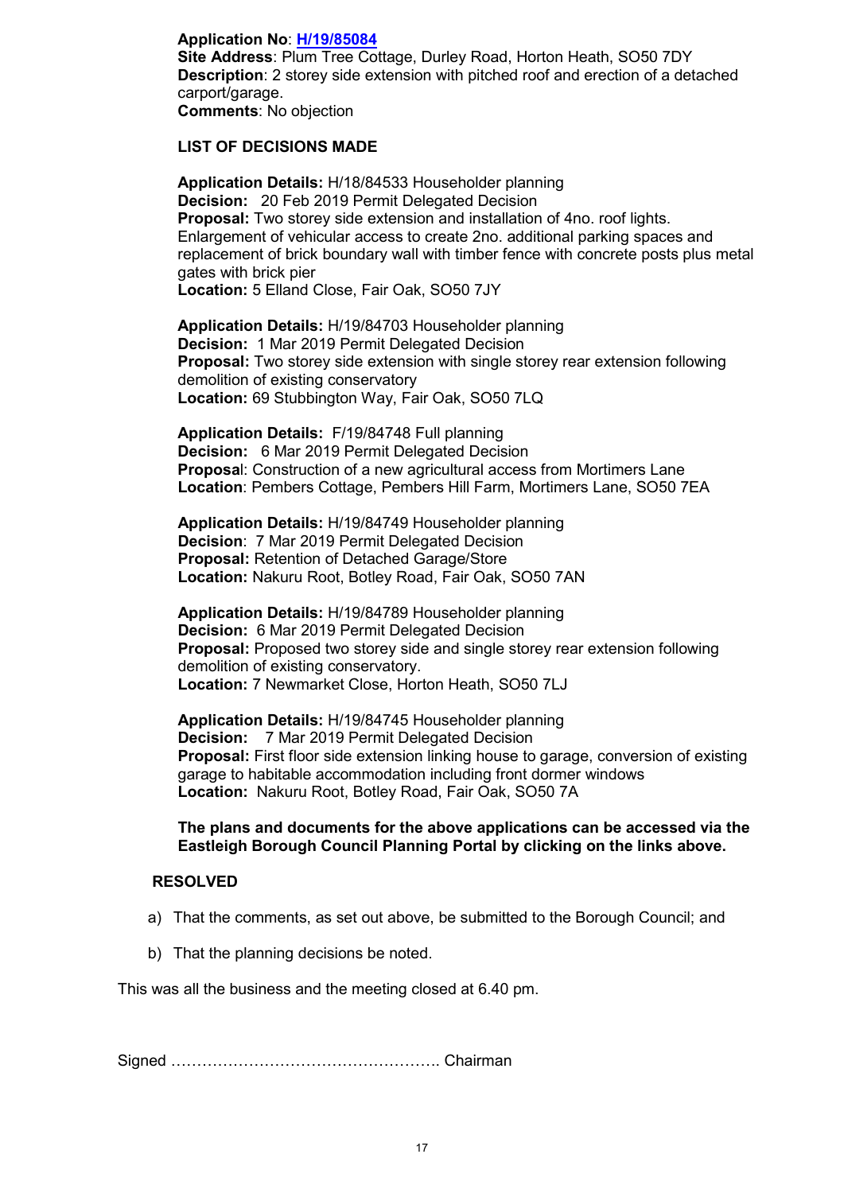**Application No**: [H/19/85084]
**Site Address**: Plum Tree Cottage, Durley Road, Horton Heath, SO50 7DY
**Description**: 2 storey side extension with pitched roof and erection of a detached carport/garage.
**Comments**: No objection

**LIST OF DECISIONS MADE**

**Application Details:** H/18/84533 Householder planning
**Decision:** 20 Feb 2019 Permit Delegated Decision
**Proposal:** Two storey side extension and installation of 4no. roof lights. Enlargement of vehicular access to create 2no. additional parking spaces and replacement of brick boundary wall with timber fence with concrete posts plus metal gates with brick pier
**Location:** 5 Elland Close, Fair Oak, SO50 7JY

**Application Details:** H/19/84703 Householder planning
**Decision:** 1 Mar 2019 Permit Delegated Decision
**Proposal:** Two storey side extension with single storey rear extension following demolition of existing conservatory
**Location:** 69 Stubbington Way, Fair Oak, SO50 7LQ

**Application Details:** F/19/84748 Full planning
**Decision:** 6 Mar 2019 Permit Delegated Decision
**Proposal**: Construction of a new agricultural access from Mortimers Lane
**Location**: Pembers Cottage, Pembers Hill Farm, Mortimers Lane, SO50 7EA

**Application Details:** H/19/84749 Householder planning
**Decision**: 7 Mar 2019 Permit Delegated Decision
**Proposal:** Retention of Detached Garage/Store
**Location:** Nakuru Root, Botley Road, Fair Oak, SO50 7AN

**Application Details:** H/19/84789 Householder planning
**Decision:** 6 Mar 2019 Permit Delegated Decision
**Proposal:** Proposed two storey side and single storey rear extension following demolition of existing conservatory.
**Location:** 7 Newmarket Close, Horton Heath, SO50 7LJ

**Application Details:** H/19/84745 Householder planning
**Decision:** 7 Mar 2019 Permit Delegated Decision
**Proposal:** First floor side extension linking house to garage, conversion of existing garage to habitable accommodation including front dormer windows
**Location:** Nakuru Root, Botley Road, Fair Oak, SO50 7A

**The plans and documents for the above applications can be accessed via the Eastleigh Borough Council Planning Portal by clicking on the links above.**

**RESOLVED**

a) That the comments, as set out above, be submitted to the Borough Council; and

b) That the planning decisions be noted.

This was all the business and the meeting closed at 6.40 pm.

Signed ……………………………………………. Chairman